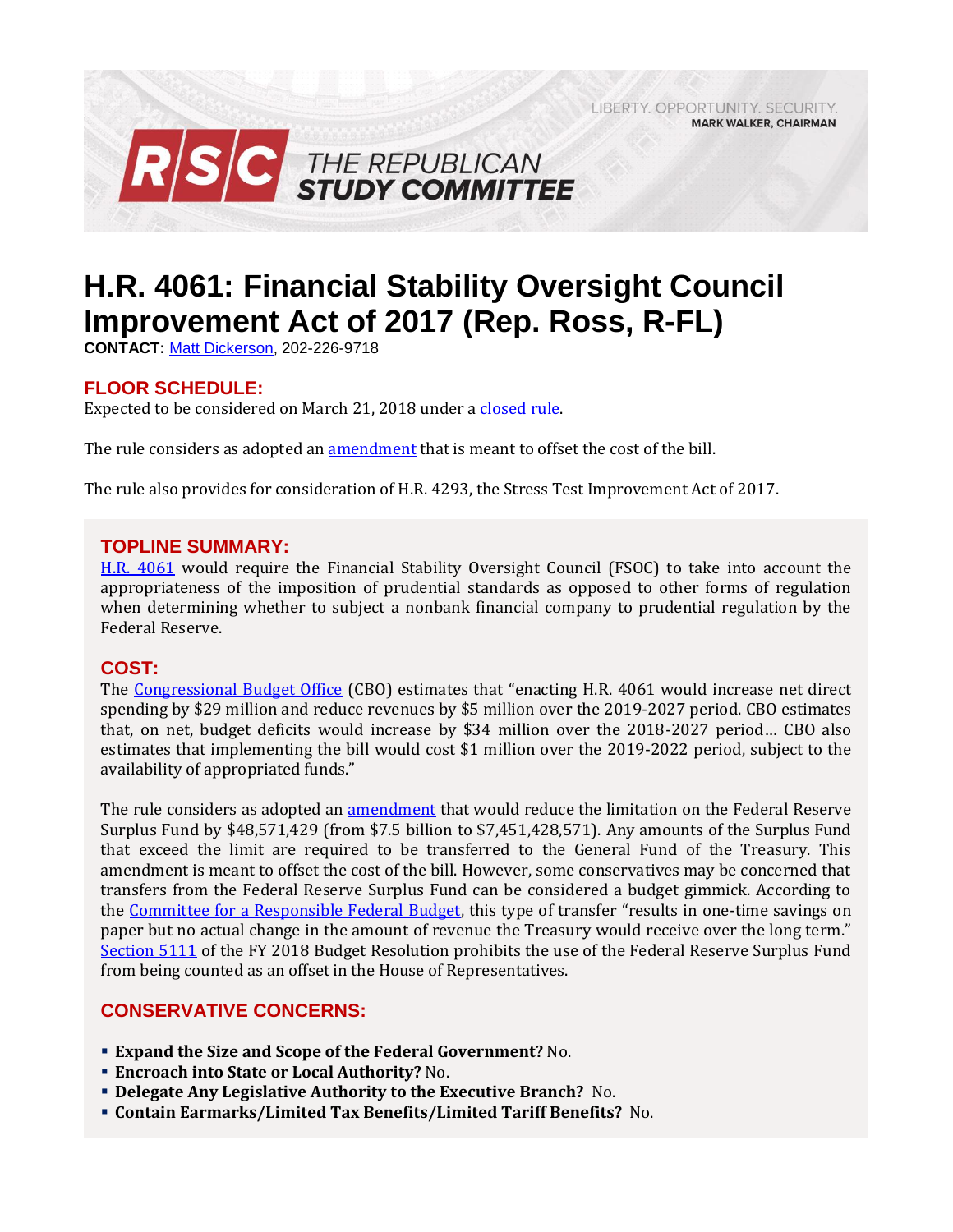LIBERTY. OPPORTUNITY. SECURITY.
**MARK WALKER, CHAIRMAN**

**RSC THE REPUBLICAN STUDY COMMITTEE**

# H.R. 4061: Financial Stability Oversight Council Improvement Act of 2017 (Rep. Ross, R-FL)

**CONTACT:** Matt Dickerson, 202-226-9718

## FLOOR SCHEDULE:

Expected to be considered on March 21, 2018 under a closed rule.

The rule considers as adopted an amendment that is meant to offset the cost of the bill.

The rule also provides for consideration of H.R. 4293, the Stress Test Improvement Act of 2017.

## TOPLINE SUMMARY:

H.R. 4061 would require the Financial Stability Oversight Council (FSOC) to take into account the appropriateness of the imposition of prudential standards as opposed to other forms of regulation when determining whether to subject a nonbank financial company to prudential regulation by the Federal Reserve.

## COST:

The Congressional Budget Office (CBO) estimates that "enacting H.R. 4061 would increase net direct spending by $29 million and reduce revenues by $5 million over the 2019-2027 period. CBO estimates that, on net, budget deficits would increase by $34 million over the 2018-2027 period… CBO also estimates that implementing the bill would cost $1 million over the 2019-2022 period, subject to the availability of appropriated funds."

The rule considers as adopted an amendment that would reduce the limitation on the Federal Reserve Surplus Fund by $48,571,429 (from $7.5 billion to $7,451,428,571). Any amounts of the Surplus Fund that exceed the limit are required to be transferred to the General Fund of the Treasury. This amendment is meant to offset the cost of the bill. However, some conservatives may be concerned that transfers from the Federal Reserve Surplus Fund can be considered a budget gimmick. According to the Committee for a Responsible Federal Budget, this type of transfer "results in one-time savings on paper but no actual change in the amount of revenue the Treasury would receive over the long term." Section 5111 of the FY 2018 Budget Resolution prohibits the use of the Federal Reserve Surplus Fund from being counted as an offset in the House of Representatives.

## CONSERVATIVE CONCERNS:

- **Expand the Size and Scope of the Federal Government?** No.
- **Encroach into State or Local Authority?** No.
- **Delegate Any Legislative Authority to the Executive Branch?** No.
- **Contain Earmarks/Limited Tax Benefits/Limited Tariff Benefits?** No.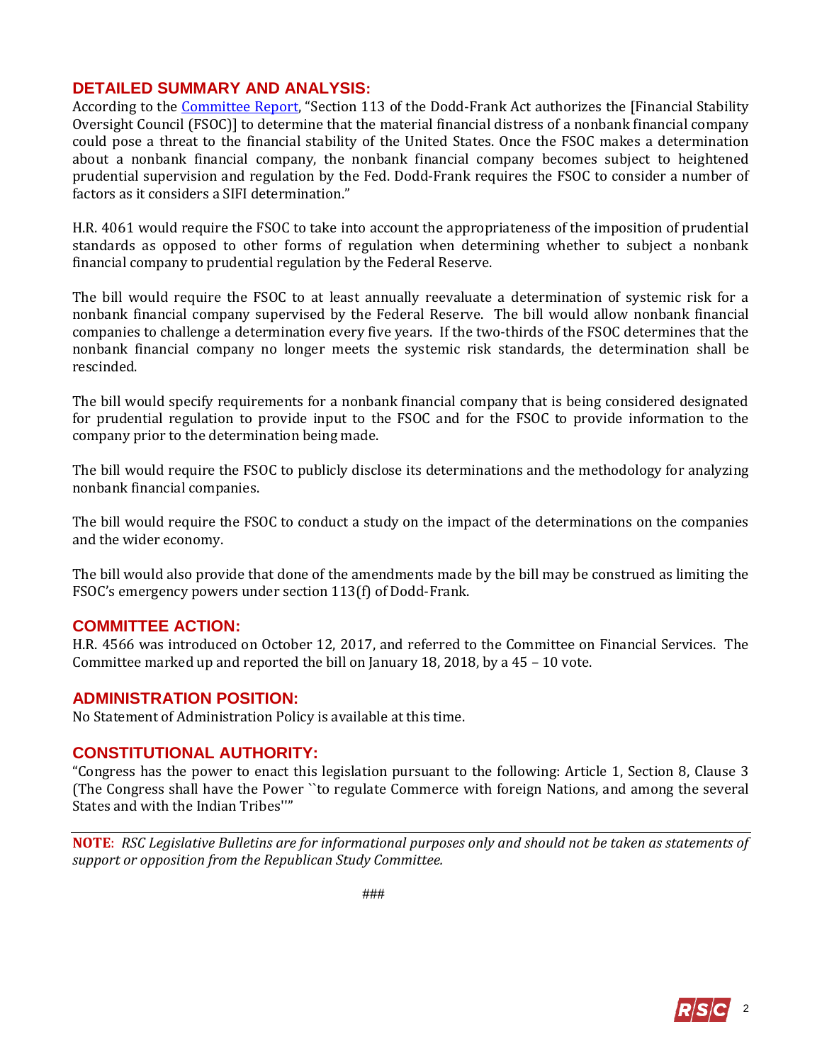## DETAILED SUMMARY AND ANALYSIS:

According to the Committee Report, "Section 113 of the Dodd-Frank Act authorizes the [Financial Stability Oversight Council (FSOC)] to determine that the material financial distress of a nonbank financial company could pose a threat to the financial stability of the United States. Once the FSOC makes a determination about a nonbank financial company, the nonbank financial company becomes subject to heightened prudential supervision and regulation by the Fed. Dodd-Frank requires the FSOC to consider a number of factors as it considers a SIFI determination."

H.R. 4061 would require the FSOC to take into account the appropriateness of the imposition of prudential standards as opposed to other forms of regulation when determining whether to subject a nonbank financial company to prudential regulation by the Federal Reserve.

The bill would require the FSOC to at least annually reevaluate a determination of systemic risk for a nonbank financial company supervised by the Federal Reserve. The bill would allow nonbank financial companies to challenge a determination every five years. If the two-thirds of the FSOC determines that the nonbank financial company no longer meets the systemic risk standards, the determination shall be rescinded.

The bill would specify requirements for a nonbank financial company that is being considered designated for prudential regulation to provide input to the FSOC and for the FSOC to provide information to the company prior to the determination being made.

The bill would require the FSOC to publicly disclose its determinations and the methodology for analyzing nonbank financial companies.

The bill would require the FSOC to conduct a study on the impact of the determinations on the companies and the wider economy.

The bill would also provide that done of the amendments made by the bill may be construed as limiting the FSOC's emergency powers under section 113(f) of Dodd-Frank.

## COMMITTEE ACTION:

H.R. 4566 was introduced on October 12, 2017, and referred to the Committee on Financial Services. The Committee marked up and reported the bill on January 18, 2018, by a 45 – 10 vote.

## ADMINISTRATION POSITION:

No Statement of Administration Policy is available at this time.

## CONSTITUTIONAL AUTHORITY:

"Congress has the power to enact this legislation pursuant to the following: Article 1, Section 8, Clause 3 (The Congress shall have the Power ``to regulate Commerce with foreign Nations, and among the several States and with the Indian Tribes''"

---

**NOTE**: *RSC Legislative Bulletins are for informational purposes only and should not be taken as statements of support or opposition from the Republican Study Committee.*

###